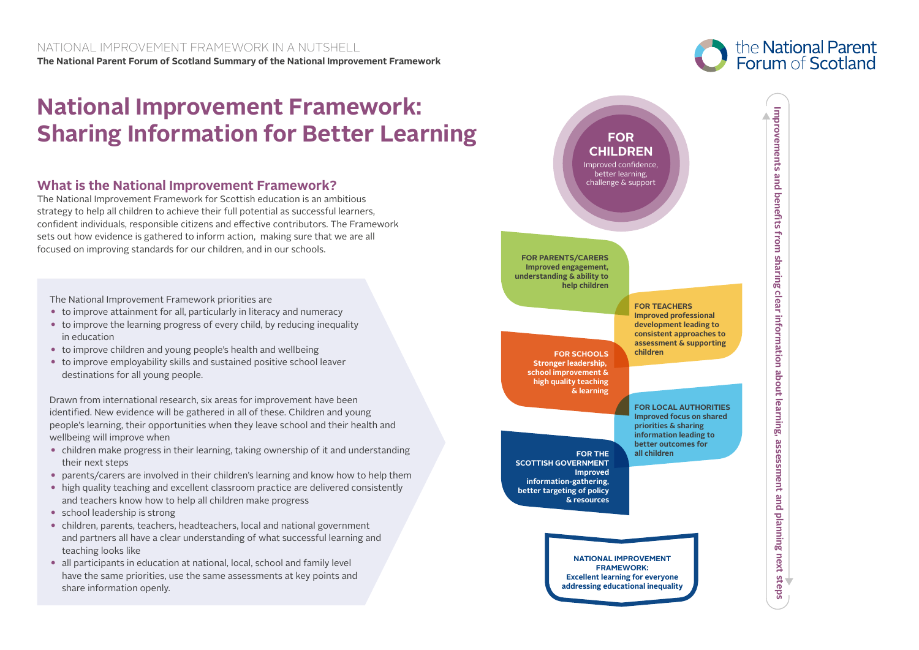NATIONAL IMPROVEMENT FRAMEWORK IN A NUTSHELL

**The National Parent Forum of Scotland Summary of the National Improvement Framework**

the National Parent Forum of Scotland

# National Improvement Framework: Sharing Information for Better Learning

## What is the National Improvement Framework?

The National Improvement Framework for Scottish education is an ambitious strategy to help all children to achieve their full potential as successful learners, confident individuals, responsible citizens and effective contributors. The Framework sets out how evidence is gathered to inform action, making sure that we are all focused on improving standards for our children, and in our schools.

The National Improvement Framework priorities are

- to improve attainment for all, particularly in literacy and numeracy
- to improve the learning progress of every child, by reducing inequality in education
- to improve children and young people's health and wellbeing
- to improve employability skills and sustained positive school leaver destinations for all young people.

Drawn from international research, six areas for improvement have been identified. New evidence will be gathered in all of these. Children and young people's learning, their opportunities when they leave school and their health and wellbeing will improve when

- children make progress in their learning, taking ownership of it and understanding their next steps
- parents/carers are involved in their children's learning and know how to help them
- high quality teaching and excellent classroom practice are delivered consistently and teachers know how to help all children make progress
- school leadership is strong
- children, parents, teachers, headteachers, local and national government and partners all have a clear understanding of what successful learning and teaching looks like
- all participants in education at national, local, school and family level have the same priorities, use the same assessments at key points and share information openly.

**FOR CHILDREN**
Improved confidence, better learning, challenge & support

**FOR PARENTS/CARERS**
**Improved engagement, understanding & ability to help children**

**FOR TEACHERS**
**Improved professional development leading to consistent approaches to assessment & supporting children**

**FOR SCHOOLS**
**Stronger leadership, school improvement & high quality teaching & learning**

**FOR LOCAL AUTHORITIES**
**Improved focus on shared priorities & sharing information leading to better outcomes for all children**

**FOR THE SCOTTISH GOVERNMENT**
**Improved information-gathering, better targeting of policy & resources**

**NATIONAL IMPROVEMENT FRAMEWORK:**
**Excellent learning for everyone addressing educational inequality**

**Improvements and benefits from sharing clear information about learning, assessment and planning next steps**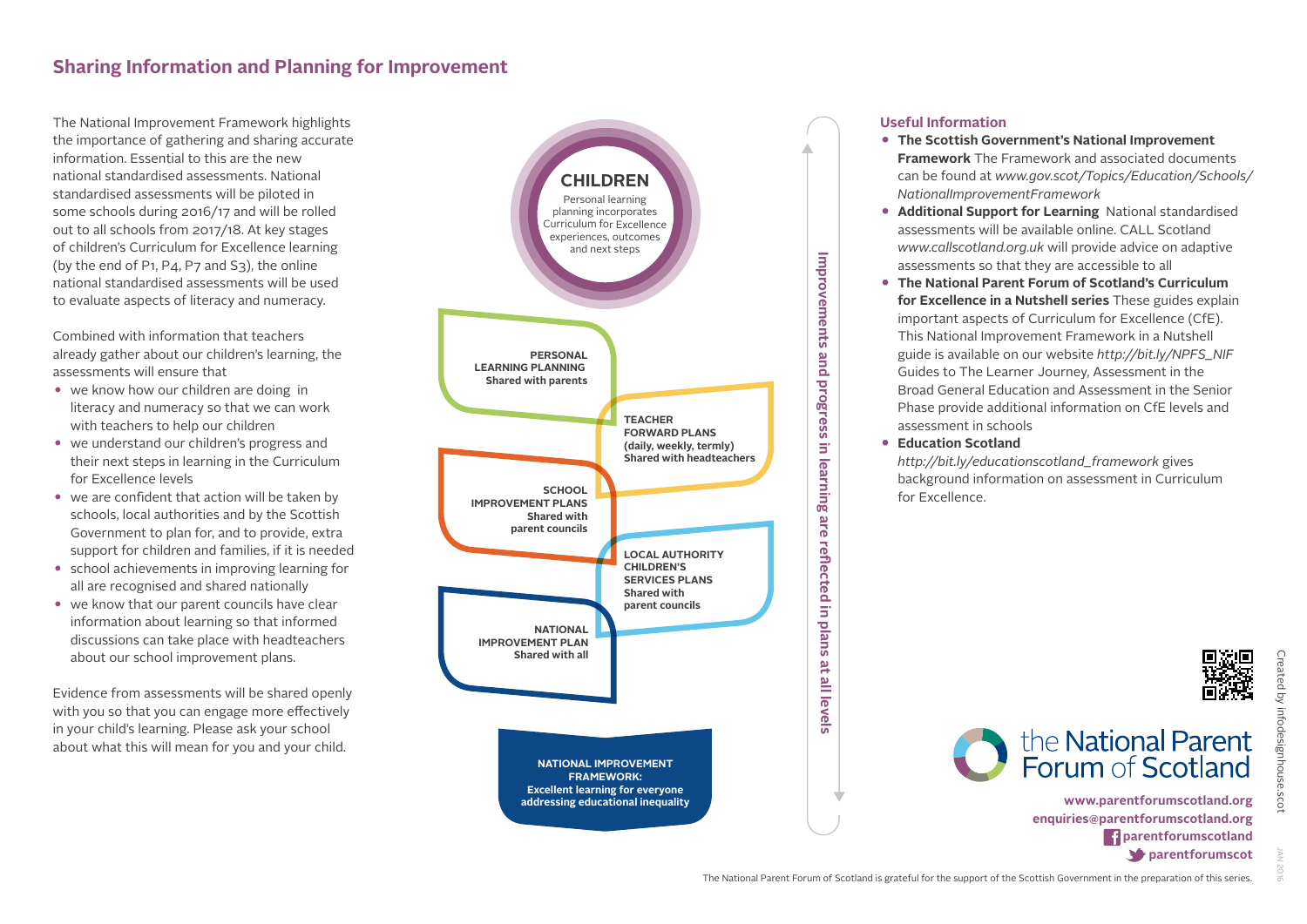## Sharing Information and Planning for Improvement

The National Improvement Framework highlights the importance of gathering and sharing accurate information. Essential to this are the new national standardised assessments. National standardised assessments will be piloted in some schools during 2016/17 and will be rolled out to all schools from 2017/18. At key stages of children's Curriculum for Excellence learning (by the end of P1, P4, P7 and S3), the online national standardised assessments will be used to evaluate aspects of literacy and numeracy.

Combined with information that teachers already gather about our children's learning, the assessments will ensure that

- we know how our children are doing in literacy and numeracy so that we can work with teachers to help our children
- we understand our children's progress and their next steps in learning in the Curriculum for Excellence levels
- we are confident that action will be taken by schools, local authorities and by the Scottish Government to plan for, and to provide, extra support for children and families, if it is needed
- school achievements in improving learning for all are recognised and shared nationally
- we know that our parent councils have clear information about learning so that informed discussions can take place with headteachers about our school improvement plans.

Evidence from assessments will be shared openly with you so that you can engage more effectively in your child's learning. Please ask your school about what this will mean for you and your child.

**CHILDREN**
Personal learning planning incorporates Curriculum for Excellence experiences, outcomes and next steps

**PERSONAL LEARNING PLANNING Shared with parents**

**TEACHER FORWARD PLANS (daily, weekly, termly) Shared with headteachers**

**SCHOOL IMPROVEMENT PLANS Shared with parent councils**

**LOCAL AUTHORITY CHILDREN'S SERVICES PLANS Shared with parent councils**

**NATIONAL IMPROVEMENT PLAN Shared with all**

**NATIONAL IMPROVEMENT FRAMEWORK: Excellent learning for everyone addressing educational inequality**

**Improvements and progress in learning are reflected in plans at all levels**

### Useful Information

- **The Scottish Government's National Improvement Framework** The Framework and associated documents can be found at *www.gov.scot/Topics/Education/Schools/NationalImprovementFramework*
- **Additional Support for Learning** National standardised assessments will be available online. CALL Scotland *www.callscotland.org.uk* will provide advice on adaptive assessments so that they are accessible to all
- **The National Parent Forum of Scotland's Curriculum for Excellence in a Nutshell series** These guides explain important aspects of Curriculum for Excellence (CfE). This National Improvement Framework in a Nutshell guide is available on our website *http://bit.ly/NPFS_NIF* Guides to The Learner Journey, Assessment in the Broad General Education and Assessment in the Senior Phase provide additional information on CfE levels and assessment in schools
- **Education Scotland**
  *http://bit.ly/educationscotland_framework* gives background information on assessment in Curriculum for Excellence.

the National Parent Forum of Scotland

**www.parentforumscotland.org**
**enquiries@parentforumscotland.org**
**parentforumscotland**
**parentforumscot**

Created by infodesignhouse.scot

JAN 2016

The National Parent Forum of Scotland is grateful for the support of the Scottish Government in the preparation of this series.